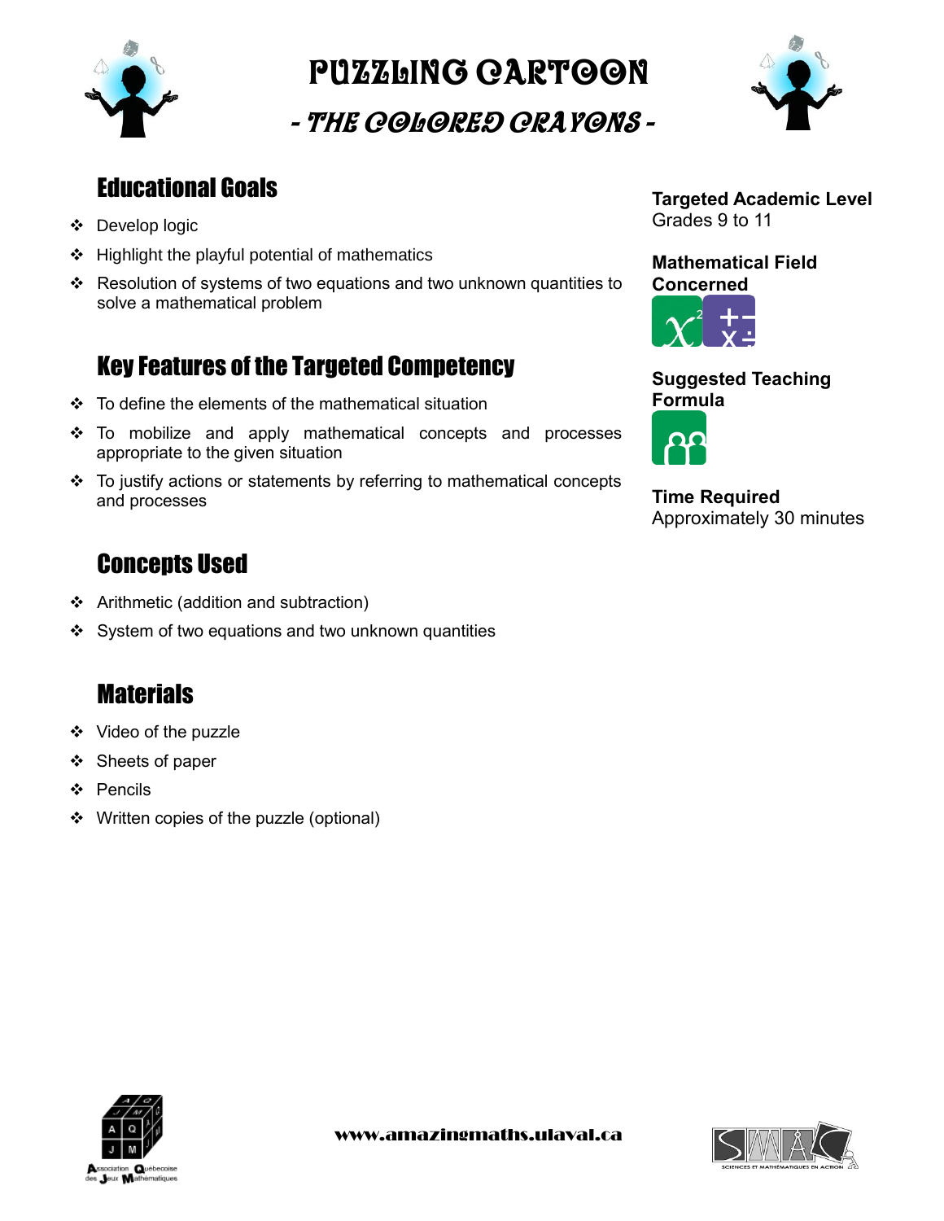# PUZZLING CARTOON

## - THE COLORED CRAYONS -

## Educational Goals

- Develop logic
- Highlight the playful potential of mathematics
- Resolution of systems of two equations and two unknown quantities to solve a mathematical problem

## Key Features of the Targeted Competency

- To define the elements of the mathematical situation
- To mobilize and apply mathematical concepts and processes appropriate to the given situation
- To justify actions or statements by referring to mathematical concepts and processes

## Concepts Used

- Arithmetic (addition and subtraction)
- System of two equations and two unknown quantities

## Materials

- Video of the puzzle
- Sheets of paper
- Pencils
- Written copies of the puzzle (optional)

**Targeted Academic Level**
Grades 9 to 11

**Mathematical Field Concerned**

**Suggested Teaching Formula**

**Time Required**
Approximately 30 minutes

www.amazingmaths.ulaval.ca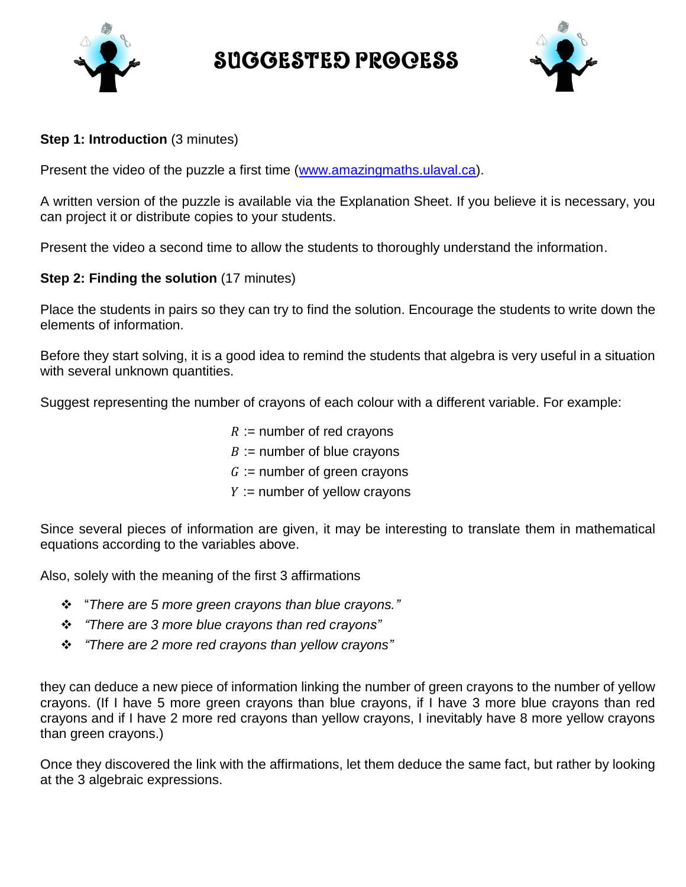# SUGGESTED PROCESS

**Step 1: Introduction** (3 minutes)

Present the video of the puzzle a first time ([www.amazingmaths.ulaval.ca](http://www.amazingmaths.ulaval.ca)).

A written version of the puzzle is available via the Explanation Sheet. If you believe it is necessary, you can project it or distribute copies to your students.

Present the video a second time to allow the students to thoroughly understand the information.

**Step 2: Finding the solution** (17 minutes)

Place the students in pairs so they can try to find the solution. Encourage the students to write down the elements of information.

Before they start solving, it is a good idea to remind the students that algebra is very useful in a situation with several unknown quantities.

Suggest representing the number of crayons of each colour with a different variable. For example:

$R$ := number of red crayons
$B$ := number of blue crayons
$G$ := number of green crayons
$Y$ := number of yellow crayons

Since several pieces of information are given, it may be interesting to translate them in mathematical equations according to the variables above.

Also, solely with the meaning of the first 3 affirmations

- "*There are 5 more green crayons than blue crayons.*"
- *"There are 3 more blue crayons than red crayons"*
- *"There are 2 more red crayons than yellow crayons"*

they can deduce a new piece of information linking the number of green crayons to the number of yellow crayons. (If I have 5 more green crayons than blue crayons, if I have 3 more blue crayons than red crayons and if I have 2 more red crayons than yellow crayons, I inevitably have 8 more yellow crayons than green crayons.)

Once they discovered the link with the affirmations, let them deduce the same fact, but rather by looking at the 3 algebraic expressions.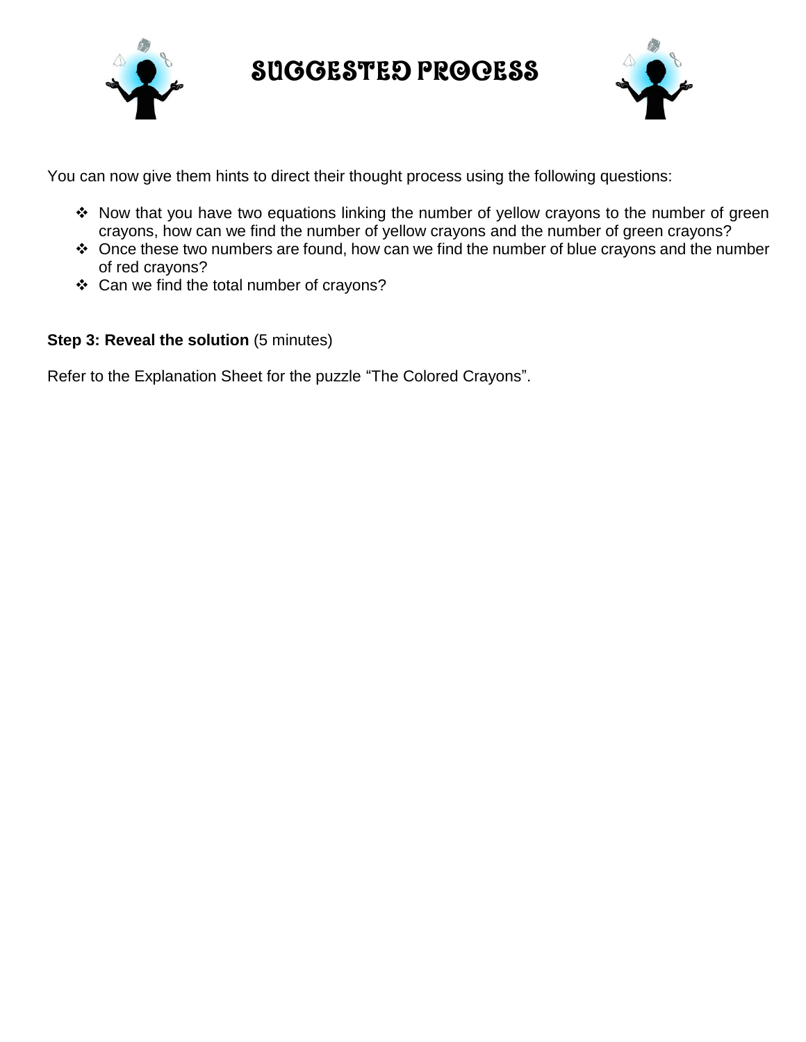# SUGGESTED PROCESS

You can now give them hints to direct their thought process using the following questions:

- Now that you have two equations linking the number of yellow crayons to the number of green crayons, how can we find the number of yellow crayons and the number of green crayons?
- Once these two numbers are found, how can we find the number of blue crayons and the number of red crayons?
- Can we find the total number of crayons?

**Step 3: Reveal the solution** (5 minutes)

Refer to the Explanation Sheet for the puzzle “The Colored Crayons”.